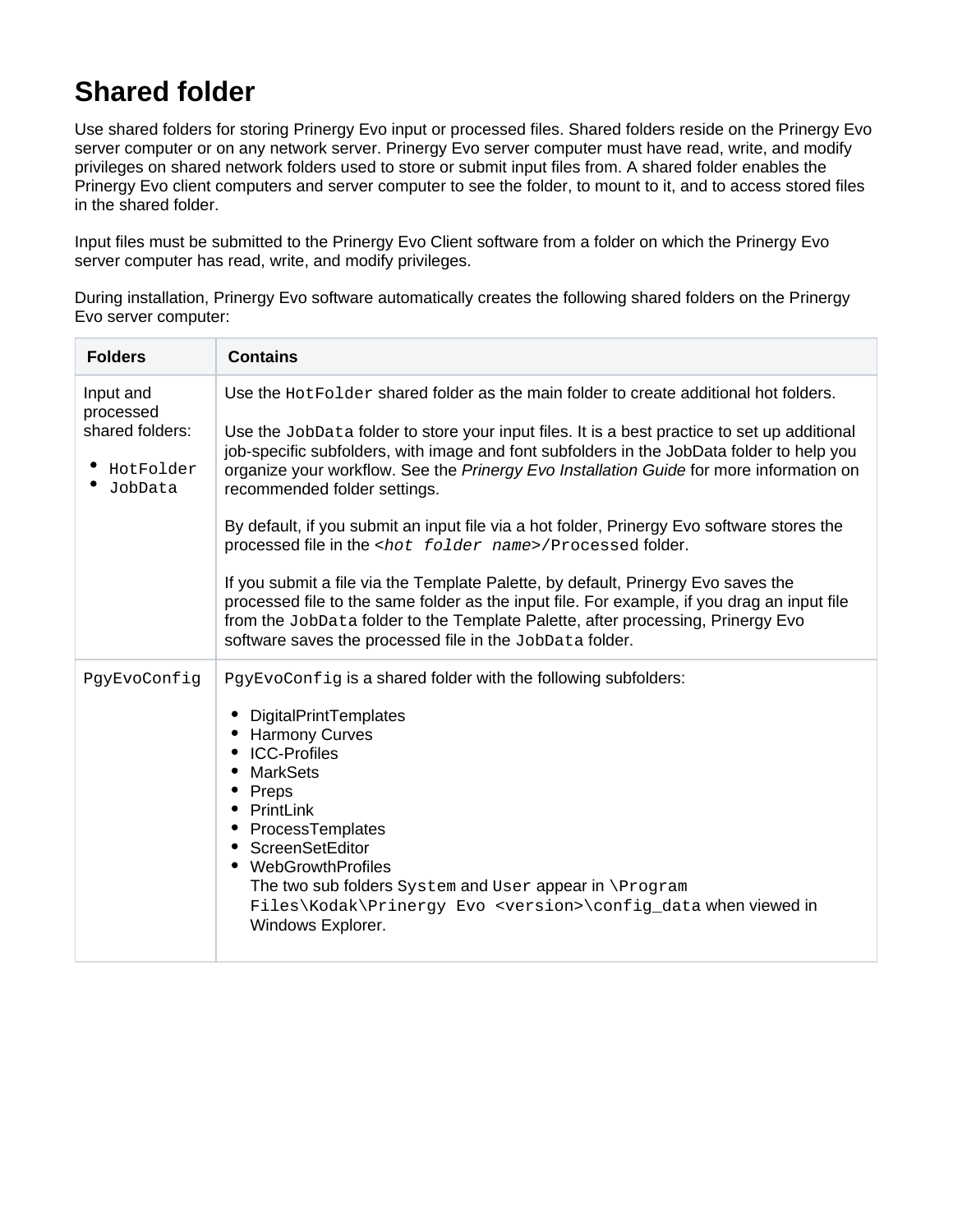# Shared folder

Use shared folders for storing Prinergy Evo input or processed files. Shared folders reside on the Prinergy Evo server computer or on any network server. Prinergy Evo server computer must have read, write, and modify privileges on shared network folders used to store or submit input files from. A shared folder enables the Prinergy Evo client computers and server computer to see the folder, to mount to it, and to access stored files in the shared folder.

Input files must be submitted to the Prinergy Evo Client software from a folder on which the Prinergy Evo server computer has read, write, and modify privileges.

During installation, Prinergy Evo software automatically creates the following shared folders on the Prinergy Evo server computer:

| Folders | Contains |
|---|---|
| Input and processed shared folders:<br>• `HotFolder`<br>• `JobData` | Use the `HotFolder` shared folder as the main folder to create additional hot folders.<br><br>Use the `JobData` folder to store your input files. It is a best practice to set up additional job-specific subfolders, with image and font subfolders in the JobData folder to help you organize your workflow. See the *Prinergy Evo Installation Guide* for more information on recommended folder settings.<br><br>By default, if you submit an input file via a hot folder, Prinergy Evo software stores the processed file in the `<hot folder name>/Processed` folder.<br><br>If you submit a file via the Template Palette, by default, Prinergy Evo saves the processed file to the same folder as the input file. For example, if you drag an input file from the `JobData` folder to the Template Palette, after processing, Prinergy Evo software saves the processed file in the `JobData` folder. |
| `PgyEvoConfig` | `PgyEvoConfig` is a shared folder with the following subfolders:<br><br>• DigitalPrintTemplates<br>• Harmony Curves<br>• ICC-Profiles<br>• MarkSets<br>• Preps<br>• PrintLink<br>• ProcessTemplates<br>• ScreenSetEditor<br>• WebGrowthProfiles<br>The two sub folders `System` and `User` appear in `\Program Files\Kodak\Prinergy Evo <version>\config_data` when viewed in Windows Explorer. |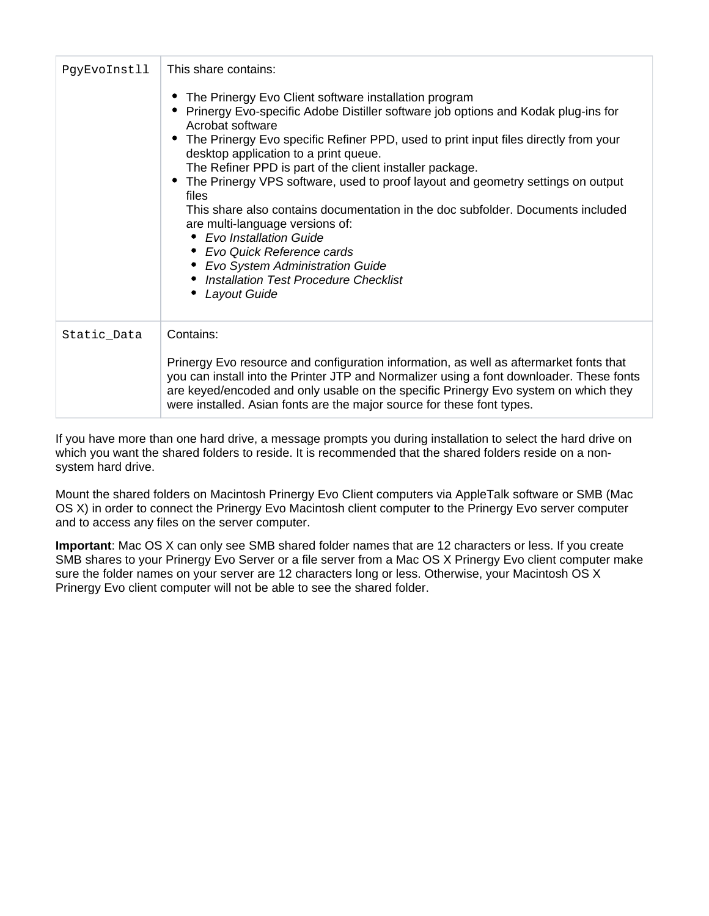| | |
|---|---|
| `PgyEvoInstll` | This share contains:<br><br>• The Prinergy Evo Client software installation program<br>• Prinergy Evo-specific Adobe Distiller software job options and Kodak plug-ins for Acrobat software<br>• The Prinergy Evo specific Refiner PPD, used to print input files directly from your desktop application to a print queue.<br>The Refiner PPD is part of the client installer package.<br>• The Prinergy VPS software, used to proof layout and geometry settings on output files<br>This share also contains documentation in the doc subfolder. Documents included are multi-language versions of:<br>  • *Evo Installation Guide*<br>  • *Evo Quick Reference cards*<br>  • *Evo System Administration Guide*<br>  • *Installation Test Procedure Checklist*<br>  • *Layout Guide* |
| `Static_Data` | Contains:<br><br>Prinergy Evo resource and configuration information, as well as aftermarket fonts that you can install into the Printer JTP and Normalizer using a font downloader. These fonts are keyed/encoded and only usable on the specific Prinergy Evo system on which they were installed. Asian fonts are the major source for these font types. |

If you have more than one hard drive, a message prompts you during installation to select the hard drive on which you want the shared folders to reside. It is recommended that the shared folders reside on a non-system hard drive.

Mount the shared folders on Macintosh Prinergy Evo Client computers via AppleTalk software or SMB (Mac OS X) in order to connect the Prinergy Evo Macintosh client computer to the Prinergy Evo server computer and to access any files on the server computer.

**Important**: Mac OS X can only see SMB shared folder names that are 12 characters or less. If you create SMB shares to your Prinergy Evo Server or a file server from a Mac OS X Prinergy Evo client computer make sure the folder names on your server are 12 characters long or less. Otherwise, your Macintosh OS X Prinergy Evo client computer will not be able to see the shared folder.